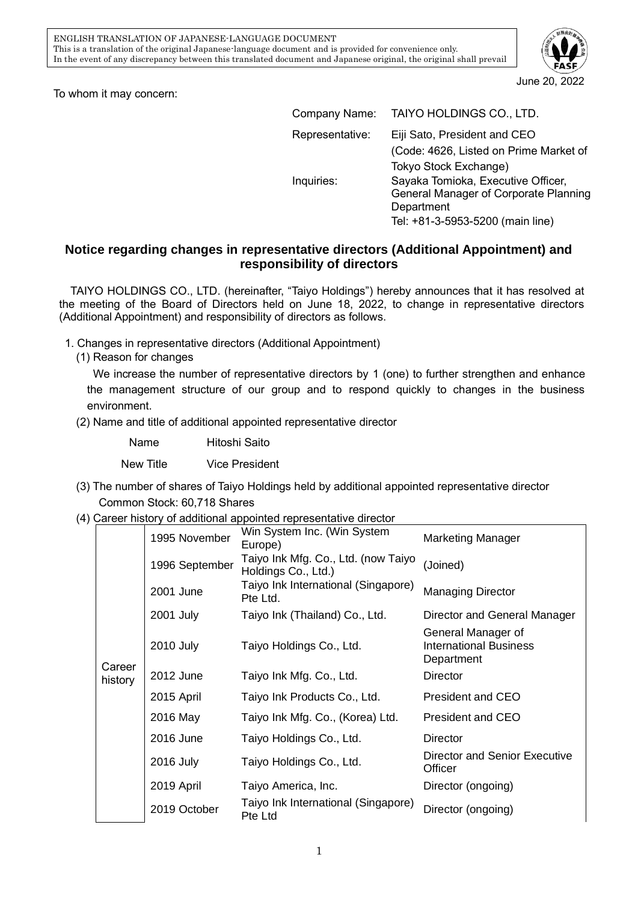ENGLISH TRANSLATION OF JAPANESE-LANGUAGE DOCUMENT
This is a translation of the original Japanese-language document and is provided for convenience only.
In the event of any discrepancy between this translated document and Japanese original, the original shall prevail

June 20, 2022

To whom it may concern:

Company Name: TAIYO HOLDINGS CO., LTD.
Representative: Eiji Sato, President and CEO
(Code: 4626, Listed on Prime Market of Tokyo Stock Exchange)
Inquiries: Sayaka Tomioka, Executive Officer, General Manager of Corporate Planning Department
Tel: +81-3-5953-5200 (main line)

## Notice regarding changes in representative directors (Additional Appointment) and responsibility of directors

TAIYO HOLDINGS CO., LTD. (hereinafter, "Taiyo Holdings") hereby announces that it has resolved at the meeting of the Board of Directors held on June 18, 2022, to change in representative directors (Additional Appointment) and responsibility of directors as follows.

1. Changes in representative directors (Additional Appointment)

(1) Reason for changes

We increase the number of representative directors by 1 (one) to further strengthen and enhance the management structure of our group and to respond quickly to changes in the business environment.

(2) Name and title of additional appointed representative director

Name Hitoshi Saito

New Title Vice President

(3) The number of shares of Taiyo Holdings held by additional appointed representative director

Common Stock: 60,718 Shares

(4) Career history of additional appointed representative director

| | | | |
|---|---|---|---|
| Career history | 1995 November | Win System Inc. (Win System Europe) | Marketing Manager |
| | 1996 September | Taiyo Ink Mfg. Co., Ltd. (now Taiyo Holdings Co., Ltd.) | (Joined) |
| | 2001 June | Taiyo Ink International (Singapore) Pte Ltd. | Managing Director |
| | 2001 July | Taiyo Ink (Thailand) Co., Ltd. | Director and General Manager |
| | 2010 July | Taiyo Holdings Co., Ltd. | General Manager of International Business Department |
| | 2012 June | Taiyo Ink Mfg. Co., Ltd. | Director |
| | 2015 April | Taiyo Ink Products Co., Ltd. | President and CEO |
| | 2016 May | Taiyo Ink Mfg. Co., (Korea) Ltd. | President and CEO |
| | 2016 June | Taiyo Holdings Co., Ltd. | Director |
| | 2016 July | Taiyo Holdings Co., Ltd. | Director and Senior Executive Officer |
| | 2019 April | Taiyo America, Inc. | Director (ongoing) |
| | 2019 October | Taiyo Ink International (Singapore) Pte Ltd | Director (ongoing) |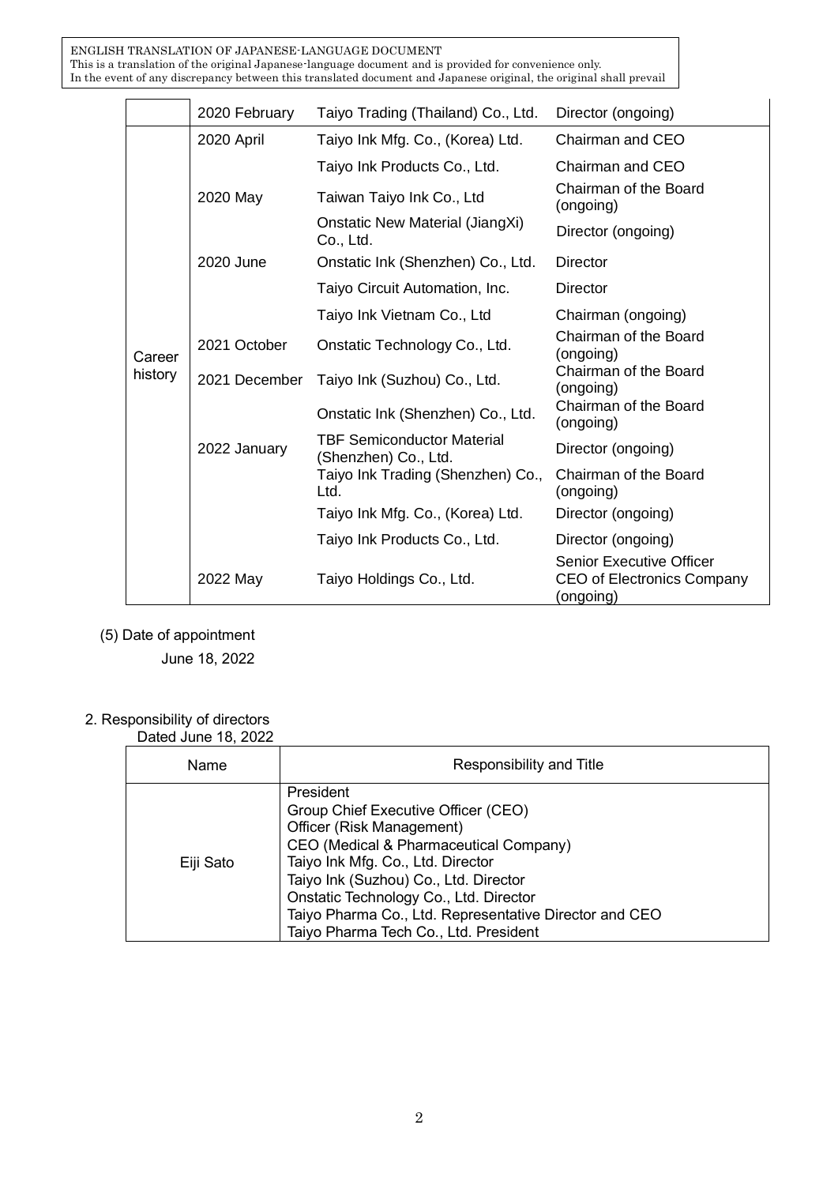| | 2020 February | Taiyo Trading (Thailand) Co., Ltd. | Director (ongoing) |
|---|---|---|---|
| Career history | 2020 April | Taiyo Ink Mfg. Co., (Korea) Ltd. | Chairman and CEO |
| | | Taiyo Ink Products Co., Ltd. | Chairman and CEO |
| | 2020 May | Taiwan Taiyo Ink Co., Ltd | Chairman of the Board (ongoing) |
| | | Onstatic New Material (JiangXi) Co., Ltd. | Director (ongoing) |
| | 2020 June | Onstatic Ink (Shenzhen) Co., Ltd. | Director |
| | | Taiyo Circuit Automation, Inc. | Director |
| | | Taiyo Ink Vietnam Co., Ltd | Chairman (ongoing) |
| | 2021 October | Onstatic Technology Co., Ltd. | Chairman of the Board (ongoing) |
| | 2021 December | Taiyo Ink (Suzhou) Co., Ltd. | Chairman of the Board (ongoing) |
| | | Onstatic Ink (Shenzhen) Co., Ltd. | Chairman of the Board (ongoing) |
| | 2022 January | TBF Semiconductor Material (Shenzhen) Co., Ltd. | Director (ongoing) |
| | | Taiyo Ink Trading (Shenzhen) Co., Ltd. | Chairman of the Board (ongoing) |
| | | Taiyo Ink Mfg. Co., (Korea) Ltd. | Director (ongoing) |
| | | Taiyo Ink Products Co., Ltd. | Director (ongoing) |
| | 2022 May | Taiyo Holdings Co., Ltd. | Senior Executive Officer CEO of Electronics Company (ongoing) |

(5) Date of appointment

June 18, 2022

2. Responsibility of directors

Dated June 18, 2022

| Name | Responsibility and Title |
|---|---|
| Eiji Sato | President<br>Group Chief Executive Officer (CEO)<br>Officer (Risk Management)<br>CEO (Medical & Pharmaceutical Company)<br>Taiyo Ink Mfg. Co., Ltd. Director<br>Taiyo Ink (Suzhou) Co., Ltd. Director<br>Onstatic Technology Co., Ltd. Director<br>Taiyo Pharma Co., Ltd. Representative Director and CEO<br>Taiyo Pharma Tech Co., Ltd. President |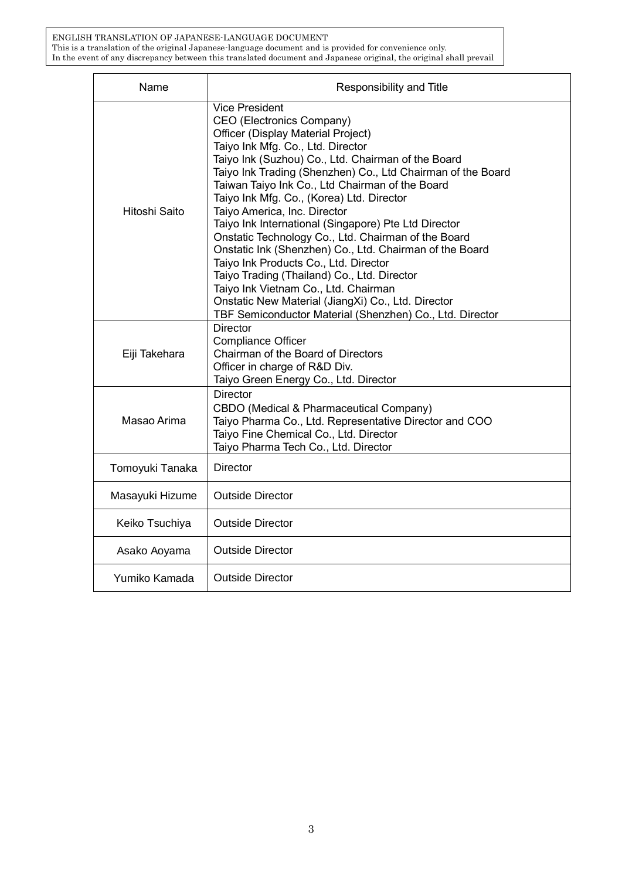ENGLISH TRANSLATION OF JAPANESE-LANGUAGE DOCUMENT
This is a translation of the original Japanese-language document and is provided for convenience only.
In the event of any discrepancy between this translated document and Japanese original, the original shall prevail

| Name | Responsibility and Title |
|---|---|
| Hitoshi Saito | Vice President<br>CEO (Electronics Company)<br>Officer (Display Material Project)<br>Taiyo Ink Mfg. Co., Ltd. Director<br>Taiyo Ink (Suzhou) Co., Ltd. Chairman of the Board<br>Taiyo Ink Trading (Shenzhen) Co., Ltd Chairman of the Board<br>Taiwan Taiyo Ink Co., Ltd Chairman of the Board<br>Taiyo Ink Mfg. Co., (Korea) Ltd. Director<br>Taiyo America, Inc. Director<br>Taiyo Ink International (Singapore) Pte Ltd Director<br>Onstatic Technology Co., Ltd. Chairman of the Board<br>Onstatic Ink (Shenzhen) Co., Ltd. Chairman of the Board<br>Taiyo Ink Products Co., Ltd. Director<br>Taiyo Trading (Thailand) Co., Ltd. Director<br>Taiyo Ink Vietnam Co., Ltd. Chairman<br>Onstatic New Material (JiangXi) Co., Ltd. Director<br>TBF Semiconductor Material (Shenzhen) Co., Ltd. Director |
| Eiji Takehara | Director<br>Compliance Officer<br>Chairman of the Board of Directors<br>Officer in charge of R&D Div.<br>Taiyo Green Energy Co., Ltd. Director |
| Masao Arima | Director<br>CBDO (Medical & Pharmaceutical Company)<br>Taiyo Pharma Co., Ltd. Representative Director and COO<br>Taiyo Fine Chemical Co., Ltd. Director<br>Taiyo Pharma Tech Co., Ltd. Director |
| Tomoyuki Tanaka | Director |
| Masayuki Hizume | Outside Director |
| Keiko Tsuchiya | Outside Director |
| Asako Aoyama | Outside Director |
| Yumiko Kamada | Outside Director |